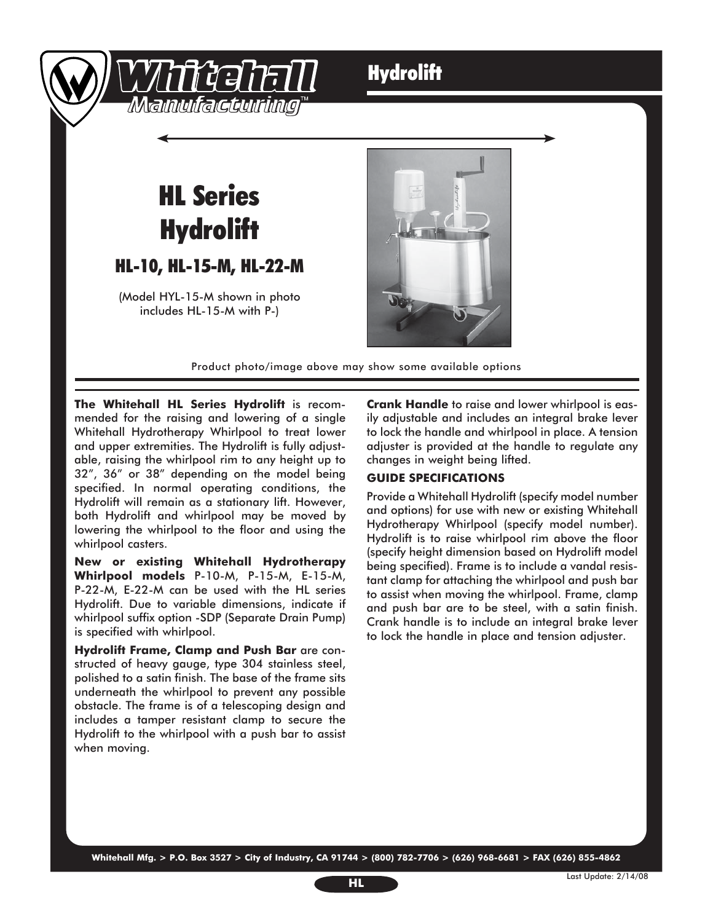# HL Series Hydrolift

## HL-10, HL-15-M, HL-22-M

(Model HYL-15-M shown in photo includes HL-15-M with P-)

Product photo/image above may show some available options

**The Whitehall HL Series Hydrolift** is recommended for the raising and lowering of a single Whitehall Hydrotherapy Whirlpool to treat lower and upper extremities. The Hydrolift is fully adjustable, raising the whirlpool rim to any height up to 32", 36" or 38" depending on the model being specified. In normal operating conditions, the Hydrolift will remain as a stationary lift. However, both Hydrolift and whirlpool may be moved by lowering the whirlpool to the floor and using the whirlpool casters.

**New or existing Whitehall Hydrotherapy Whirlpool models** P-10-M, P-15-M, E-15-M, P-22-M, E-22-M can be used with the HL series Hydrolift. Due to variable dimensions, indicate if whirlpool suffix option -SDP (Separate Drain Pump) is specified with whirlpool.

**Hydrolift Frame, Clamp and Push Bar** are constructed of heavy gauge, type 304 stainless steel, polished to a satin finish. The base of the frame sits underneath the whirlpool to prevent any possible obstacle. The frame is of a telescoping design and includes a tamper resistant clamp to secure the Hydrolift to the whirlpool with a push bar to assist when moving.

**Crank Handle** to raise and lower whirlpool is easily adjustable and includes an integral brake lever to lock the handle and whirlpool in place. A tension adjuster is provided at the handle to regulate any changes in weight being lifted.

### GUIDE SPECIFICATIONS

Provide a Whitehall Hydrolift (specify model number and options) for use with new or existing Whitehall Hydrotherapy Whirlpool (specify model number). Hydrolift is to raise whirlpool rim above the floor (specify height dimension based on Hydrolift model being specified). Frame is to include a vandal resistant clamp for attaching the whirlpool and push bar to assist when moving the whirlpool. Frame, clamp and push bar are to be steel, with a satin finish. Crank handle is to include an integral brake lever to lock the handle in place and tension adjuster.

Whitehall Mfg. > P.O. Box 3527 > City of Industry, CA 91744 > (800) 782-7706 > (626) 968-6681 > FAX (626) 855-4862

Last Update: 2/14/08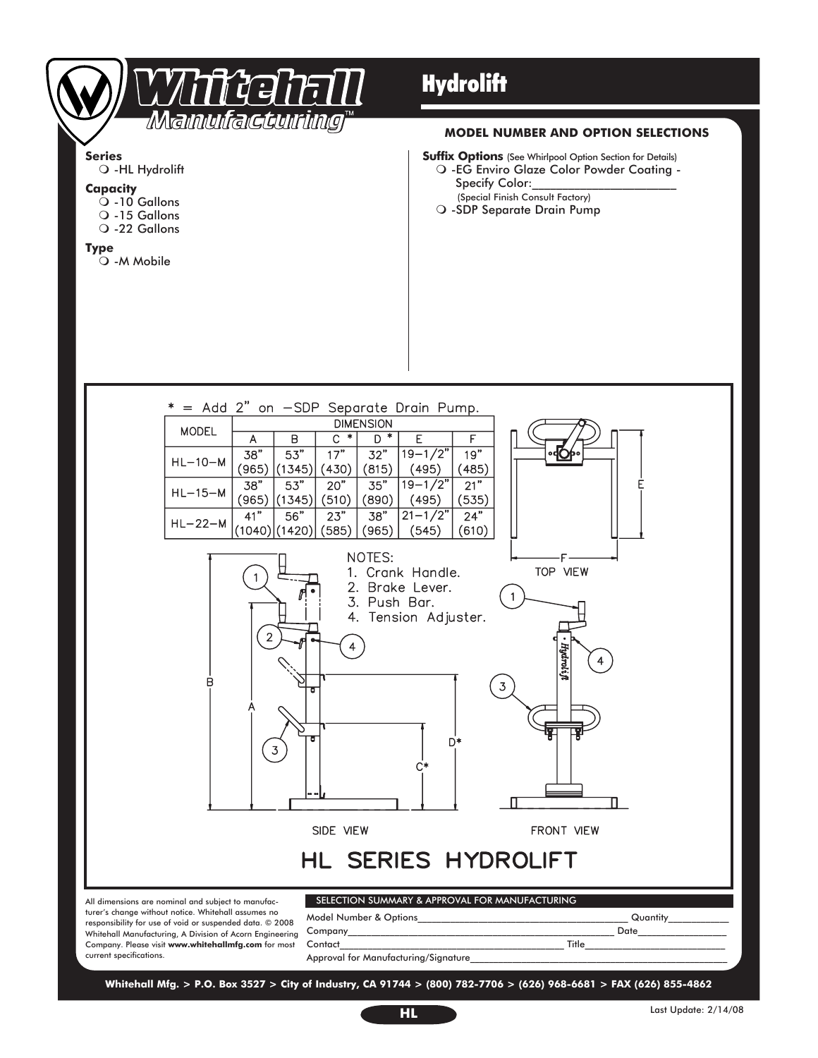# Hydrolift

## MODEL NUMBER AND OPTION SELECTIONS

**Series**
- ❍ -HL Hydrolift

**Capacity**
- ❍ -10 Gallons
- ❍ -15 Gallons
- ❍ -22 Gallons

**Type**
- ❍ -M Mobile

**Suffix Options** (See Whirlpool Option Section for Details)
- ❍ -EG Enviro Glaze Color Powder Coating - Specify Color:_______________________
  (Special Finish Consult Factory)
- ❍ -SDP Separate Drain Pump

\* = Add 2" on -SDP Separate Drain Pump.

| MODEL | DIMENSION | | | | | |
|---|---|---|---|---|---|---|
| | A | B | C * | D * | E | F |
| HL-10-M | 38" (965) | 53" (1345) | 17" (430) | 32" (815) | 19-1/2" (495) | 19" (485) |
| HL-15-M | 38" (965) | 53" (1345) | 20" (510) | 35" (890) | 19-1/2" (495) | 21" (535) |
| HL-22-M | 41" (1040) | 56" (1420) | 23" (585) | 38" (965) | 21-1/2" (545) | 24" (610) |

NOTES:
1. Crank Handle.
2. Brake Lever.
3. Push Bar.
4. Tension Adjuster.

TOP VIEW

SIDE VIEW

FRONT VIEW

HL SERIES HYDROLIFT

All dimensions are nominal and subject to manufacturer's change without notice. Whitehall assumes no responsibility for use of void or suspended data. © 2008 Whitehall Manufacturing, A Division of Acorn Engineering Company. Please visit **www.whitehallmfg.com** for most current specifications.

SELECTION SUMMARY & APPROVAL FOR MANUFACTURING

Model Number & Options_______________________________________ Quantity___________

Company_____________________________________________________ Date________________

Contact___________________________________________ Title__________________________

Approval for Manufacturing/Signature_______________________________________________

**Whitehall Mfg. > P.O. Box 3527 > City of Industry, CA 91744 > (800) 782-7706 > (626) 968-6681 > FAX (626) 855-4862**

Last Update: 2/14/08